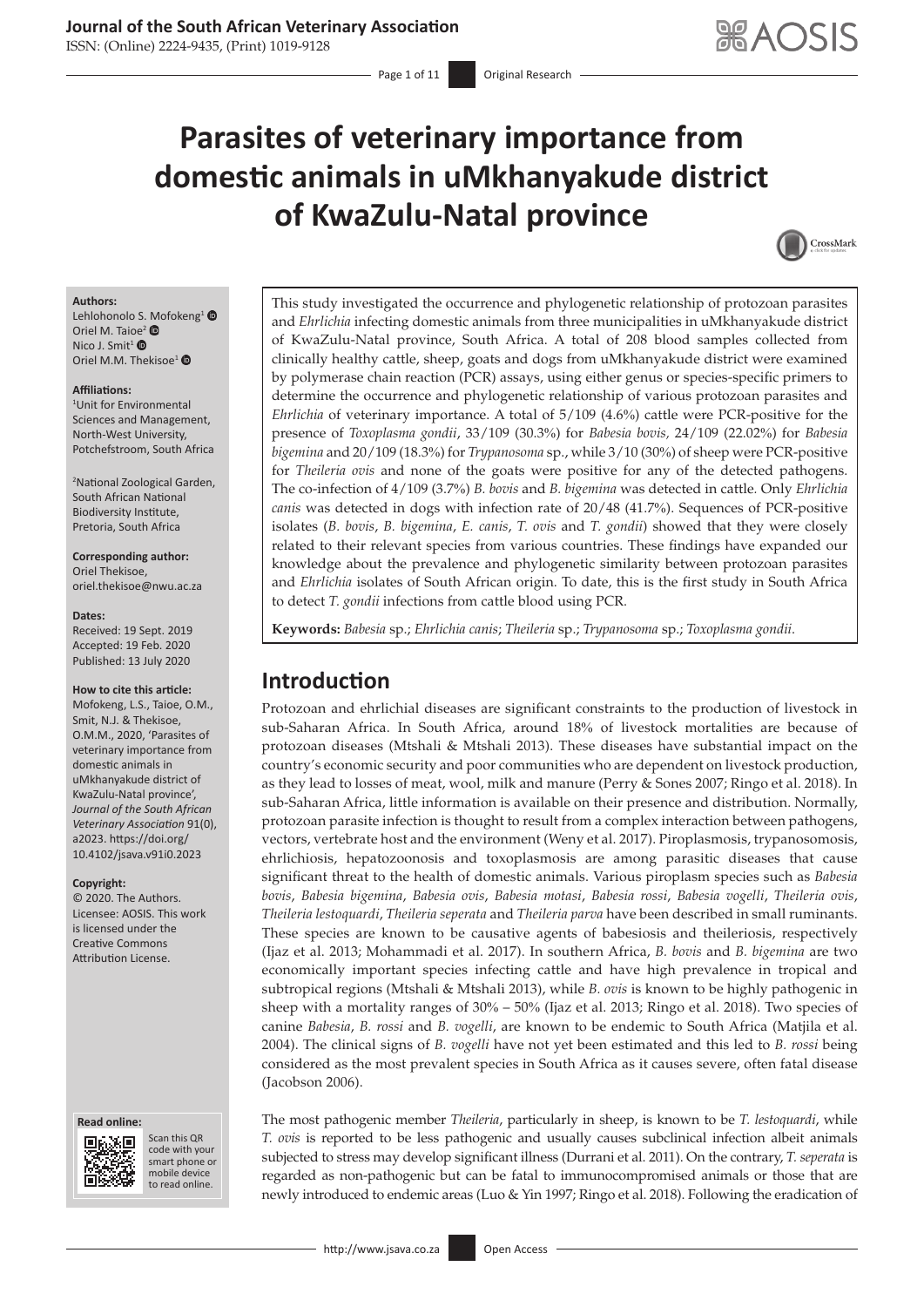# Parasites of veterinary importance from domestic animals in uMkhanyakude district of KwaZulu-Natal province

**Authors:**
Lehlohonolo S. Mofokeng[1]
Oriel M. Taioe[2]
Nico J. Smit[1]
Oriel M.M. Thekisoe[1]

**Affiliations:**
[1]Unit for Environmental Sciences and Management, North-West University, Potchefstroom, South Africa

[2]National Zoological Garden, South African National Biodiversity Institute, Pretoria, South Africa

**Corresponding author:**
Oriel Thekisoe,
oriel.thekisoe@nwu.ac.za

**Dates:**
Received: 19 Sept. 2019
Accepted: 19 Feb. 2020
Published: 13 July 2020

**How to cite this article:**
Mofokeng, L.S., Taioe, O.M., Smit, N.J. & Thekisoe, O.M.M., 2020, 'Parasites of veterinary importance from domestic animals in uMkhanyakude district of KwaZulu-Natal province', *Journal of the South African Veterinary Association* 91(0), a2023. https://doi.org/10.4102/jsava.v91i0.2023

**Copyright:**
© 2020. The Authors. Licensee: AOSIS. This work is licensed under the Creative Commons Attribution License.

This study investigated the occurrence and phylogenetic relationship of protozoan parasites and *Ehrlichia* infecting domestic animals from three municipalities in uMkhanyakude district of KwaZulu-Natal province, South Africa. A total of 208 blood samples collected from clinically healthy cattle, sheep, goats and dogs from uMkhanyakude district were examined by polymerase chain reaction (PCR) assays, using either genus or species-specific primers to determine the occurrence and phylogenetic relationship of various protozoan parasites and *Ehrlichia* of veterinary importance. A total of 5/109 (4.6%) cattle were PCR-positive for the presence of *Toxoplasma gondii*, 33/109 (30.3%) for *Babesia bovis,* 24/109 (22.02%) for *Babesia bigemina* and 20/109 (18.3%) for *Trypanosoma* sp., while 3/10 (30%) of sheep were PCR-positive for *Theileria ovis* and none of the goats were positive for any of the detected pathogens. The co-infection of 4/109 (3.7%) *B. bovis* and *B. bigemina* was detected in cattle. Only *Ehrlichia canis* was detected in dogs with infection rate of 20/48 (41.7%). Sequences of PCR-positive isolates (*B. bovis*, *B. bigemina*, *E. canis*, *T. ovis* and *T. gondii*) showed that they were closely related to their relevant species from various countries. These findings have expanded our knowledge about the prevalence and phylogenetic similarity between protozoan parasites and *Ehrlichia* isolates of South African origin. To date, this is the first study in South Africa to detect *T. gondii* infections from cattle blood using PCR.

**Keywords:** *Babesia* sp.; *Ehrlichia canis*; *Theileria* sp.; *Trypanosoma* sp.; *Toxoplasma gondii*.

## Introduction

Protozoan and ehrlichial diseases are significant constraints to the production of livestock in sub-Saharan Africa. In South Africa, around 18% of livestock mortalities are because of protozoan diseases (Mtshali & Mtshali 2013). These diseases have substantial impact on the country's economic security and poor communities who are dependent on livestock production, as they lead to losses of meat, wool, milk and manure (Perry & Sones 2007; Ringo et al. 2018). In sub-Saharan Africa, little information is available on their presence and distribution. Normally, protozoan parasite infection is thought to result from a complex interaction between pathogens, vectors, vertebrate host and the environment (Weny et al. 2017). Piroplasmosis, trypanosomosis, ehrlichiosis, hepatozoonosis and toxoplasmosis are among parasitic diseases that cause significant threat to the health of domestic animals. Various piroplasm species such as *Babesia bovis*, *Babesia bigemina*, *Babesia ovis*, *Babesia motasi*, *Babesia rossi*, *Babesia vogelli*, *Theileria ovis*, *Theileria lestoquardi*, *Theileria seperata* and *Theileria parva* have been described in small ruminants. These species are known to be causative agents of babesiosis and theileriosis, respectively (Ijaz et al. 2013; Mohammadi et al. 2017). In southern Africa, *B. bovis* and *B. bigemina* are two economically important species infecting cattle and have high prevalence in tropical and subtropical regions (Mtshali & Mtshali 2013), while *B. ovis* is known to be highly pathogenic in sheep with a mortality ranges of 30% – 50% (Ijaz et al. 2013; Ringo et al. 2018). Two species of canine *Babesia*, *B. rossi* and *B. vogelli*, are known to be endemic to South Africa (Matjila et al. 2004). The clinical signs of *B. vogelli* have not yet been estimated and this led to *B. rossi* being considered as the most prevalent species in South Africa as it causes severe, often fatal disease (Jacobson 2006).

The most pathogenic member *Theileria*, particularly in sheep, is known to be *T. lestoquardi*, while *T. ovis* is reported to be less pathogenic and usually causes subclinical infection albeit animals subjected to stress may develop significant illness (Durrani et al. 2011). On the contrary, *T. seperata* is regarded as non-pathogenic but can be fatal to immunocompromised animals or those that are newly introduced to endemic areas (Luo & Yin 1997; Ringo et al. 2018). Following the eradication of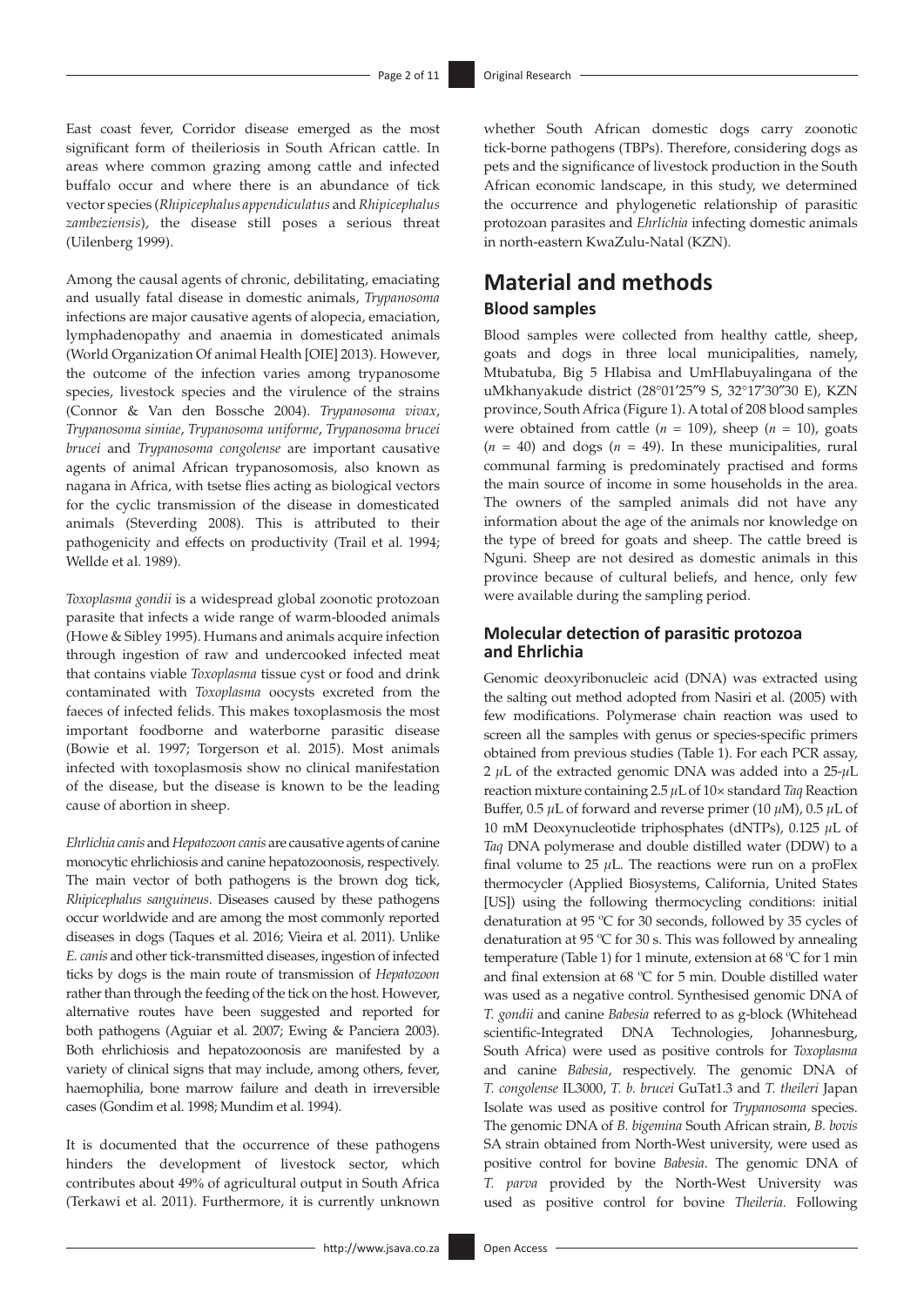East coast fever, Corridor disease emerged as the most significant form of theileriosis in South African cattle. In areas where common grazing among cattle and infected buffalo occur and where there is an abundance of tick vector species (*Rhipicephalus appendiculatus* and *Rhipicephalus zambeziensis*), the disease still poses a serious threat (Uilenberg 1999).

Among the causal agents of chronic, debilitating, emaciating and usually fatal disease in domestic animals, *Trypanosoma* infections are major causative agents of alopecia, emaciation, lymphadenopathy and anaemia in domesticated animals (World Organization Of animal Health [OIE] 2013). However, the outcome of the infection varies among trypanosome species, livestock species and the virulence of the strains (Connor & Van den Bossche 2004). *Trypanosoma vivax*, *Trypanosoma simiae*, *Trypanosoma uniforme*, *Trypanosoma brucei brucei* and *Trypanosoma congolense* are important causative agents of animal African trypanosomosis, also known as nagana in Africa, with tsetse flies acting as biological vectors for the cyclic transmission of the disease in domesticated animals (Steverding 2008). This is attributed to their pathogenicity and effects on productivity (Trail et al. 1994; Wellde et al. 1989).

*Toxoplasma gondii* is a widespread global zoonotic protozoan parasite that infects a wide range of warm-blooded animals (Howe & Sibley 1995). Humans and animals acquire infection through ingestion of raw and undercooked infected meat that contains viable *Toxoplasma* tissue cyst or food and drink contaminated with *Toxoplasma* oocysts excreted from the faeces of infected felids. This makes toxoplasmosis the most important foodborne and waterborne parasitic disease (Bowie et al. 1997; Torgerson et al. 2015). Most animals infected with toxoplasmosis show no clinical manifestation of the disease, but the disease is known to be the leading cause of abortion in sheep.

*Ehrlichia canis* and *Hepatozoon canis* are causative agents of canine monocytic ehrlichiosis and canine hepatozoonosis, respectively. The main vector of both pathogens is the brown dog tick, *Rhipicephalus sanguineus*. Diseases caused by these pathogens occur worldwide and are among the most commonly reported diseases in dogs (Taques et al. 2016; Vieira et al. 2011). Unlike *E. canis* and other tick-transmitted diseases, ingestion of infected ticks by dogs is the main route of transmission of *Hepatozoon* rather than through the feeding of the tick on the host. However, alternative routes have been suggested and reported for both pathogens (Aguiar et al. 2007; Ewing & Panciera 2003). Both ehrlichiosis and hepatozoonosis are manifested by a variety of clinical signs that may include, among others, fever, haemophilia, bone marrow failure and death in irreversible cases (Gondim et al. 1998; Mundim et al. 1994).

It is documented that the occurrence of these pathogens hinders the development of livestock sector, which contributes about 49% of agricultural output in South Africa (Terkawi et al. 2011). Furthermore, it is currently unknown whether South African domestic dogs carry zoonotic tick-borne pathogens (TBPs). Therefore, considering dogs as pets and the significance of livestock production in the South African economic landscape, in this study, we determined the occurrence and phylogenetic relationship of parasitic protozoan parasites and *Ehrlichia* infecting domestic animals in north-eastern KwaZulu-Natal (KZN).

# Material and methods

## Blood samples

Blood samples were collected from healthy cattle, sheep, goats and dogs in three local municipalities, namely, Mtubatuba, Big 5 Hlabisa and UmHlabuyalingana of the uMkhanyakude district (28°01′25″9 S, 32°17′30″30 E), KZN province, South Africa (Figure 1). A total of 208 blood samples were obtained from cattle ($n$ = 109), sheep ($n$ = 10), goats ($n$ = 40) and dogs ($n$ = 49). In these municipalities, rural communal farming is predominately practised and forms the main source of income in some households in the area. The owners of the sampled animals did not have any information about the age of the animals nor knowledge on the type of breed for goats and sheep. The cattle breed is Nguni. Sheep are not desired as domestic animals in this province because of cultural beliefs, and hence, only few were available during the sampling period.

## Molecular detection of parasitic protozoa and Ehrlichia

Genomic deoxyribonucleic acid (DNA) was extracted using the salting out method adopted from Nasiri et al. (2005) with few modifications. Polymerase chain reaction was used to screen all the samples with genus or species-specific primers obtained from previous studies (Table 1). For each PCR assay, 2 $\mu$L of the extracted genomic DNA was added into a 25-$\mu$L reaction mixture containing 2.5 $\mu$L of 10× standard *Taq* Reaction Buffer, 0.5 $\mu$L of forward and reverse primer (10 $\mu$M), 0.5 $\mu$L of 10 mM Deoxynucleotide triphosphates (dNTPs), 0.125 $\mu$L of *Taq* DNA polymerase and double distilled water (DDW) to a final volume to 25 $\mu$L. The reactions were run on a proFlex thermocycler (Applied Biosystems, California, United States [US]) using the following thermocycling conditions: initial denaturation at 95 °C for 30 seconds, followed by 35 cycles of denaturation at 95 °C for 30 s. This was followed by annealing temperature (Table 1) for 1 minute, extension at 68 °C for 1 min and final extension at 68 °C for 5 min. Double distilled water was used as a negative control. Synthesised genomic DNA of *T. gondii* and canine *Babesia* referred to as g-block (Whitehead scientific-Integrated DNA Technologies, Johannesburg, South Africa) were used as positive controls for *Toxoplasma* and canine *Babesia*, respectively. The genomic DNA of *T. congolense* IL3000, *T. b. brucei* GuTat1.3 and *T. theileri* Japan Isolate was used as positive control for *Trypanosoma* species. The genomic DNA of *B. bigemina* South African strain, *B. bovis* SA strain obtained from North-West university, were used as positive control for bovine *Babesia*. The genomic DNA of *T. parva* provided by the North-West University was used as positive control for bovine *Theileria*. Following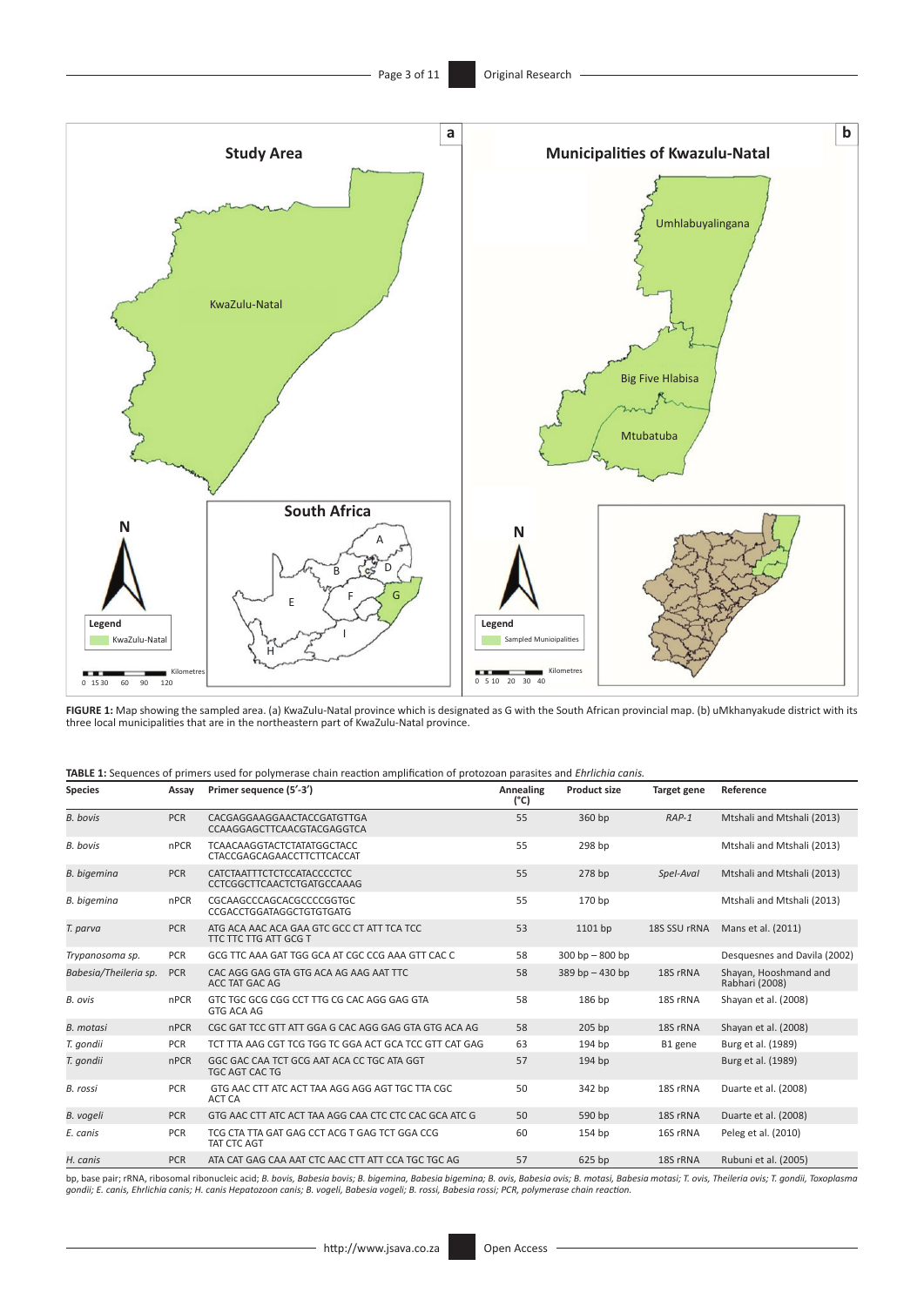**FIGURE 1:** Map showing the sampled area. (a) KwaZulu-Natal province which is designated as G with the South African provincial map. (b) uMkhanyakude district with its three local municipalities that are in the northeastern part of KwaZulu-Natal province.

**TABLE 1:** Sequences of primers used for polymerase chain reaction amplification of protozoan parasites and *Ehrlichia canis.*

| Species | Assay | Primer sequence (5′-3′) | Annealing (°C) | Product size | Target gene | Reference |
|---|---|---|---|---|---|---|
| *B. bovis* | PCR | CACGAGGAAGGAACTACCGATGTTGA CCAAGGAGCTTCAACGTACGAGGTCA | 55 | 360 bp | *RAP-1* | Mtshali and Mtshali (2013) |
| *B. bovis* | nPCR | TCAACAAGGTACTCTATATGGCTACC CTACCGAGCAGAACCTTCTTCACCAT | 55 | 298 bp | | Mtshali and Mtshali (2013) |
| *B. bigemina* | PCR | CATCTAATTTCTCTCCATACCCCTCC CCTCGGCTTCAACTCTGATGCCAAAG | 55 | 278 bp | *SpeI-AvaI* | Mtshali and Mtshali (2013) |
| *B. bigemina* | nPCR | CGCAAGCCCAGCACGCCCCGGTGC CCGACCTGGATAGGCTGTGTGATG | 55 | 170 bp | | Mtshali and Mtshali (2013) |
| *T. parva* | PCR | ATG ACA AAC ACA GAA GTC GCC CT ATT TCA TCC TTC TTC TTG ATT GCG T | 53 | 1101 bp | 18S SSU rRNA | Mans et al. (2011) |
| *Trypanosoma sp.* | PCR | GCG TTC AAA GAT TGG GCA AT CGC CCG AAA GTT CAC C | 58 | 300 bp – 800 bp | | Desquesnes and Davila (2002) |
| *Babesia/Theileria sp.* | PCR | CAC AGG GAG GTA GTG ACA AG AAG AAT TTC ACC TAT GAC AG | 58 | 389 bp – 430 bp | 18S rRNA | Shayan, Hooshmand and Rabhari (2008) |
| *B. ovis* | nPCR | GTC TGC GCG CGG CCT TTG CG CAC AGG GAG GTA GTG ACA AG | 58 | 186 bp | 18S rRNA | Shayan et al. (2008) |
| *B. motasi* | nPCR | CGC GAT TCC GTT ATT GGA G CAC AGG GAG GTA GTG ACA AG | 58 | 205 bp | 18S rRNA | Shayan et al. (2008) |
| *T. gondii* | PCR | TCT TTA AAG CGT TCG TGG TC GGA ACT GCA TCC GTT CAT GAG | 63 | 194 bp | B1 gene | Burg et al. (1989) |
| *T. gondii* | nPCR | GGC GAC CAA TCT GCG AAT ACA CC TGC ATA GGT TGC AGT CAC TG | 57 | 194 bp | | Burg et al. (1989) |
| *B. rossi* | PCR | GTG AAC CTT ATC ACT TAA AGG AGG AGT TGC TTA CGC ACT CA | 50 | 342 bp | 18S rRNA | Duarte et al. (2008) |
| *B. vogeli* | PCR | GTG AAC CTT ATC ACT TAA AGG CAA CTC CTC CAC GCA ATC G | 50 | 590 bp | 18S rRNA | Duarte et al. (2008) |
| *E. canis* | PCR | TCG CTA TTA GAT GAG CCT ACG T GAG TCT GGA CCG TAT CTC AGT | 60 | 154 bp | 16S rRNA | Peleg et al. (2010) |
| *H. canis* | PCR | ATA CAT GAG CAA AAT CTC AAC CTT ATT CCA TGC TGC AG | 57 | 625 bp | 18S rRNA | Rubuni et al. (2005) |

bp, base pair; rRNA, ribosomal ribonucleic acid; *B. bovis, Babesia bovis; B. bigemina, Babesia bigemina; B. ovis, Babesia ovis; B. motasi, Babesia motasi; T. ovis, Theileria ovis; T. gondii, Toxoplasma gondii; E. canis, Ehrlichia canis; H. canis Hepatozoon canis; B. vogeli, Babesia vogeli; B. rossi, Babesia rossi; PCR, polymerase chain reaction.*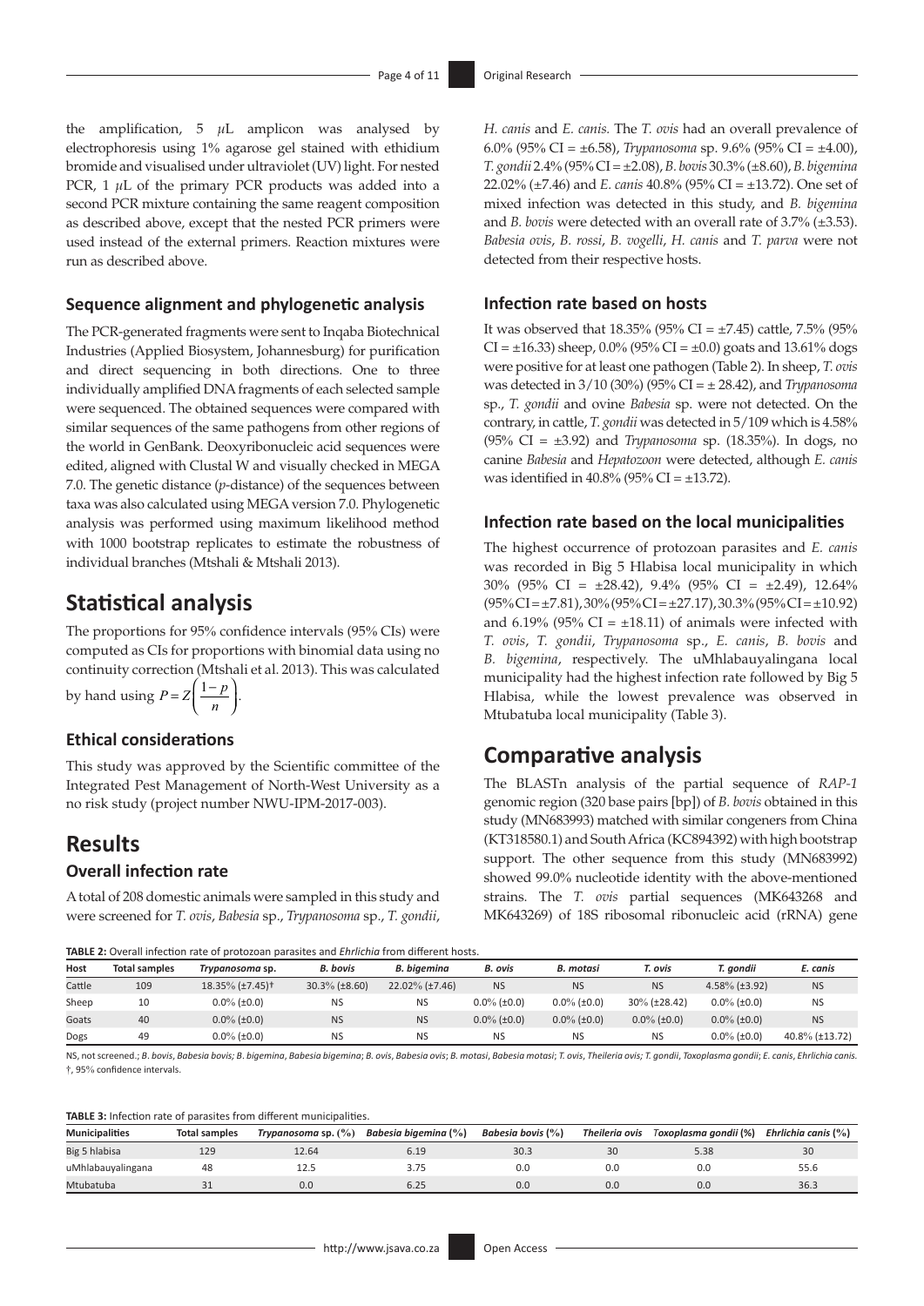the amplification, 5 $\mu$L amplicon was analysed by electrophoresis using 1% agarose gel stained with ethidium bromide and visualised under ultraviolet (UV) light. For nested PCR, 1 $\mu$L of the primary PCR products was added into a second PCR mixture containing the same reagent composition as described above, except that the nested PCR primers were used instead of the external primers. Reaction mixtures were run as described above.

### Sequence alignment and phylogenetic analysis

The PCR-generated fragments were sent to Inqaba Biotechnical Industries (Applied Biosystem, Johannesburg) for purification and direct sequencing in both directions. One to three individually amplified DNA fragments of each selected sample were sequenced. The obtained sequences were compared with similar sequences of the same pathogens from other regions of the world in GenBank. Deoxyribonucleic acid sequences were edited, aligned with Clustal W and visually checked in MEGA 7.0. The genetic distance (*p*-distance) of the sequences between taxa was also calculated using MEGA version 7.0. Phylogenetic analysis was performed using maximum likelihood method with 1000 bootstrap replicates to estimate the robustness of individual branches (Mtshali & Mtshali 2013).

## Statistical analysis

The proportions for 95% confidence intervals (95% CIs) were computed as CIs for proportions with binomial data using no continuity correction (Mtshali et al. 2013). This was calculated by hand using $P = Z\left(\frac{1-p}{n}\right)$.

### Ethical considerations

This study was approved by the Scientific committee of the Integrated Pest Management of North-West University as a no risk study (project number NWU-IPM-2017-003).

## Results

### Overall infection rate

A total of 208 domestic animals were sampled in this study and were screened for *T. ovis*, *Babesia* sp., *Trypanosoma* sp., *T. gondii*, *H. canis* and *E. canis*. The *T. ovis* had an overall prevalence of 6.0% (95% CI = ±6.58), *Trypanosoma* sp. 9.6% (95% CI = ±4.00), *T. gondii* 2.4% (95% CI = ±2.08), *B. bovis* 30.3% (±8.60), *B. bigemina* 22.02% (±7.46) and *E. canis* 40.8% (95% CI = ±13.72). One set of mixed infection was detected in this study, and *B. bigemina* and *B. bovis* were detected with an overall rate of 3.7% (±3.53). *Babesia ovis*, *B. rossi*, *B. vogelli*, *H. canis* and *T. parva* were not detected from their respective hosts.

### Infection rate based on hosts

It was observed that 18.35% (95% CI = ±7.45) cattle, 7.5% (95% CI = ±16.33) sheep, 0.0% (95% CI = ±0.0) goats and 13.61% dogs were positive for at least one pathogen (Table 2). In sheep, *T. ovis* was detected in 3/10 (30%) (95% CI = ± 28.42), and *Trypanosoma* sp., *T. gondii* and ovine *Babesia* sp. were not detected. On the contrary, in cattle, *T. gondii* was detected in 5/109 which is 4.58% (95% CI = ±3.92) and *Trypanosoma* sp. (18.35%). In dogs, no canine *Babesia* and *Hepatozoon* were detected, although *E. canis* was identified in 40.8% (95% CI = ±13.72).

### Infection rate based on the local municipalities

The highest occurrence of protozoan parasites and *E. canis* was recorded in Big 5 Hlabisa local municipality in which 30% (95% CI = ±28.42), 9.4% (95% CI = ±2.49), 12.64% (95% CI = ±7.81), 30% (95% CI = ±27.17), 30.3% (95% CI = ±10.92) and 6.19% (95% CI = ±18.11) of animals were infected with *T. ovis*, *T. gondii*, *Trypanosoma* sp., *E. canis*, *B. bovis* and *B. bigemina*, respectively. The uMhlabauyalingana local municipality had the highest infection rate followed by Big 5 Hlabisa, while the lowest prevalence was observed in Mtubatuba local municipality (Table 3).

## Comparative analysis

The BLASTn analysis of the partial sequence of *RAP-1* genomic region (320 base pairs [bp]) of *B. bovis* obtained in this study (MN683993) matched with similar congeners from China (KT318580.1) and South Africa (KC894392) with high bootstrap support. The other sequence from this study (MN683992) showed 99.0% nucleotide identity with the above-mentioned strains. The *T. ovis* partial sequences (MK643268 and MK643269) of 18S ribosomal ribonucleic acid (rRNA) gene

**TABLE 2:** Overall infection rate of protozoan parasites and *Ehrlichia* from different hosts.

| Host | Total samples | *Trypanosoma* sp. | *B. bovis* | *B. bigemina* | *B. ovis* | *B. motasi* | *T. ovis* | *T. gondii* | *E. canis* |
|---|---|---|---|---|---|---|---|---|---|
| Cattle | 109 | 18.35% (±7.45)† | 30.3% (±8.60) | 22.02% (±7.46) | NS | NS | NS | 4.58% (±3.92) | NS |
| Sheep | 10 | 0.0% (±0.0) | NS | NS | 0.0% (±0.0) | 0.0% (±0.0) | 30% (±28.42) | 0.0% (±0.0) | NS |
| Goats | 40 | 0.0% (±0.0) | NS | NS | 0.0% (±0.0) | 0.0% (±0.0) | 0.0% (±0.0) | 0.0% (±0.0) | NS |
| Dogs | 49 | 0.0% (±0.0) | NS | NS | NS | NS | NS | 0.0% (±0.0) | 40.8% (±13.72) |

NS, not screened.; *B. bovis*, *Babesia bovis*; *B. bigemina*, *Babesia bigemina*; *B. ovis*, *Babesia ovis*; *B. motasi*, *Babesia motasi*; *T. ovis*, *Theileria ovis; T. gondii*, *Toxoplasma gondii*; *E. canis*, *Ehrlichia canis*.
†, 95% confidence intervals.

**TABLE 3:** Infection rate of parasites from different municipalities.

| Municipalities | Total samples | *Trypanosoma* sp. (%) | *Babesia bigemina* (%) | *Babesia bovis* (%) | *Theileria ovis* | *Toxoplasma gondii* (%) | *Ehrlichia canis* (%) |
|---|---|---|---|---|---|---|---|
| Big 5 hlabisa | 129 | 12.64 | 6.19 | 30.3 | 30 | 5.38 | 30 |
| uMhlabauyalingana | 48 | 12.5 | 3.75 | 0.0 | 0.0 | 0.0 | 55.6 |
| Mtubatuba | 31 | 0.0 | 6.25 | 0.0 | 0.0 | 0.0 | 36.3 |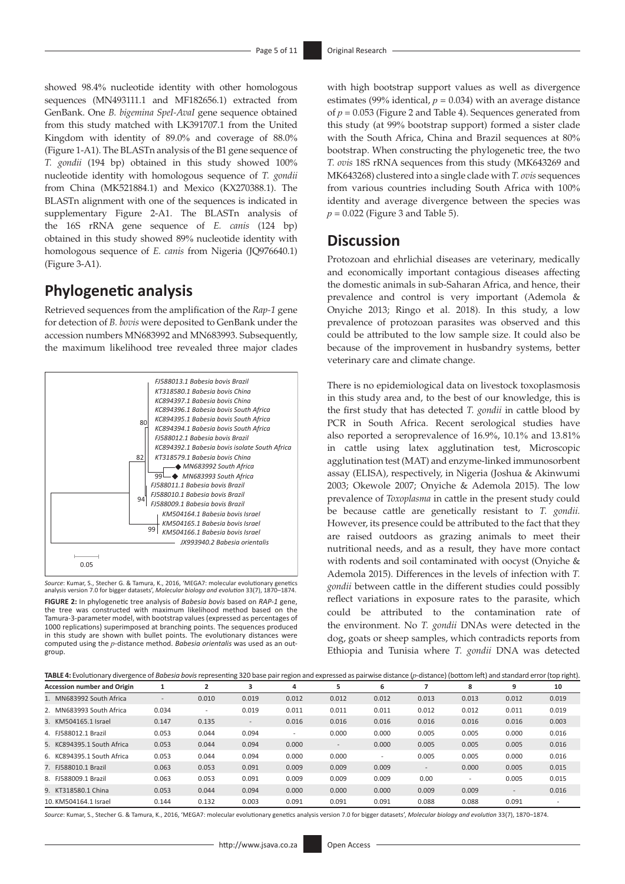showed 98.4% nucleotide identity with other homologous sequences (MN493111.1 and MF182656.1) extracted from GenBank. One *B. bigemina SpeI-AvaI* gene sequence obtained from this study matched with LK391707.1 from the United Kingdom with identity of 89.0% and coverage of 88.0% (Figure 1-A1). The BLASTn analysis of the B1 gene sequence of *T. gondii* (194 bp) obtained in this study showed 100% nucleotide identity with homologous sequence of *T. gondii* from China (MK521884.1) and Mexico (KX270388.1). The BLASTn alignment with one of the sequences is indicated in supplementary Figure 2-A1. The BLASTn analysis of the 16S rRNA gene sequence of *E. canis* (124 bp) obtained in this study showed 89% nucleotide identity with homologous sequence of *E. canis* from Nigeria (JQ976640.1) (Figure 3-A1).

## Phylogenetic analysis

Retrieved sequences from the amplification of the *Rap-1* gene for detection of *B. bovis* were deposited to GenBank under the accession numbers MN683992 and MN683993. Subsequently, the maximum likelihood tree revealed three major clades with high bootstrap support values as well as divergence estimates (99% identical, $p = 0.034$) with an average distance of $p = 0.053$ (Figure 2 and Table 4). Sequences generated from this study (at 99% bootstrap support) formed a sister clade with the South Africa, China and Brazil sequences at 80% bootstrap. When constructing the phylogenetic tree, the two *T. ovis* 18S rRNA sequences from this study (MK643269 and MK643268) clustered into a single clade with *T. ovis* sequences from various countries including South Africa with 100% identity and average divergence between the species was $p = 0.022$ (Figure 3 and Table 5).

*Source*: Kumar, S., Stecher G. & Tamura, K., 2016, 'MEGA7: molecular evolutionary genetics analysis version 7.0 for bigger datasets', *Molecular biology and evolution* 33(7), 1870–1874.

**FIGURE 2:** In phylogenetic tree analysis of *Babesia bovis* based on *RAP-1* gene, the tree was constructed with maximum likelihood method based on the Tamura-3-parameter model, with bootstrap values (expressed as percentages of 1000 replications) superimposed at branching points. The sequences produced in this study are shown with bullet points. The evolutionary distances were computed using the *p*-distance method. *Babesia orientalis* was used as an out-group.

## Discussion

Protozoan and ehrlichial diseases are veterinary, medically and economically important contagious diseases affecting the domestic animals in sub-Saharan Africa, and hence, their prevalence and control is very important (Ademola & Onyiche 2013; Ringo et al. 2018). In this study, a low prevalence of protozoan parasites was observed and this could be attributed to the low sample size. It could also be because of the improvement in husbandry systems, better veterinary care and climate change.

There is no epidemiological data on livestock toxoplasmosis in this study area and, to the best of our knowledge, this is the first study that has detected *T. gondii* in cattle blood by PCR in South Africa. Recent serological studies have also reported a seroprevalence of 16.9%, 10.1% and 13.81% in cattle using latex agglutination test, Microscopic agglutination test (MAT) and enzyme-linked immunosorbent assay (ELISA), respectively, in Nigeria (Joshua & Akinwumi 2003; Okewole 2007; Onyiche & Ademola 2015). The low prevalence of *Toxoplasma* in cattle in the present study could be because cattle are genetically resistant to *T. gondii.* However, its presence could be attributed to the fact that they are raised outdoors as grazing animals to meet their nutritional needs, and as a result, they have more contact with rodents and soil contaminated with oocyst (Onyiche & Ademola 2015). Differences in the levels of infection with *T. gondii* between cattle in the different studies could possibly reflect variations in exposure rates to the parasite, which could be attributed to the contamination rate of the environment. No *T. gondii* DNAs were detected in the dog, goats or sheep samples, which contradicts reports from Ethiopia and Tunisia where *T. gondii* DNA was detected

**TABLE 4:** Evolutionary divergence of *Babesia bovis* representing 320 base pair region and expressed as pairwise distance (*p*-distance) (bottom left) and standard error (top right).

| Accession number and Origin | 1 | 2 | 3 | 4 | 5 | 6 | 7 | 8 | 9 | 10 |
|---|---|---|---|---|---|---|---|---|---|---|
| 1. MN683992 South Africa | - | 0.010 | 0.019 | 0.012 | 0.012 | 0.012 | 0.013 | 0.013 | 0.012 | 0.019 |
| 2. MN683993 South Africa | 0.034 | - | 0.019 | 0.011 | 0.011 | 0.011 | 0.012 | 0.012 | 0.011 | 0.019 |
| 3. KM504165.1 Israel | 0.147 | 0.135 | - | 0.016 | 0.016 | 0.016 | 0.016 | 0.016 | 0.016 | 0.003 |
| 4. FJ588012.1 Brazil | 0.053 | 0.044 | 0.094 | - | 0.000 | 0.000 | 0.005 | 0.005 | 0.000 | 0.016 |
| 5. KC894395.1 South Africa | 0.053 | 0.044 | 0.094 | 0.000 | - | 0.000 | 0.005 | 0.005 | 0.005 | 0.016 |
| 6. KC894395.1 South Africa | 0.053 | 0.044 | 0.094 | 0.000 | 0.000 | - | 0.005 | 0.005 | 0.000 | 0.016 |
| 7. FJ588010.1 Brazil | 0.063 | 0.053 | 0.091 | 0.009 | 0.009 | 0.009 | - | 0.000 | 0.005 | 0.015 |
| 8. FJ588009.1 Brazil | 0.063 | 0.053 | 0.091 | 0.009 | 0.009 | 0.009 | 0.00 | - | 0.005 | 0.015 |
| 9. KT318580.1 China | 0.053 | 0.044 | 0.094 | 0.000 | 0.000 | 0.000 | 0.009 | 0.009 | - | 0.016 |
| 10. KM504164.1 Israel | 0.144 | 0.132 | 0.003 | 0.091 | 0.091 | 0.091 | 0.088 | 0.088 | 0.091 | - |

*Source*: Kumar, S., Stecher G. & Tamura, K., 2016, 'MEGA7: molecular evolutionary genetics analysis version 7.0 for bigger datasets', *Molecular biology and evolution* 33(7), 1870–1874.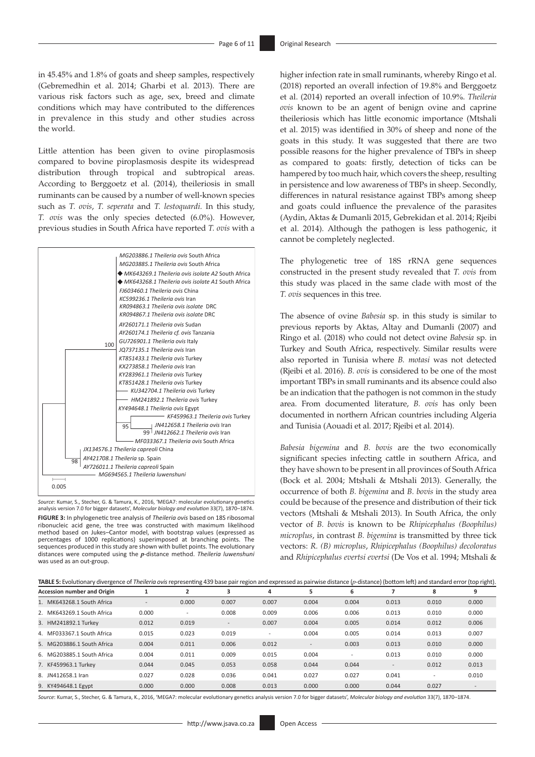in 45.45% and 1.8% of goats and sheep samples, respectively (Gebremedhin et al. 2014; Gharbi et al. 2013). There are various risk factors such as age, sex, breed and climate conditions which may have contributed to the differences in prevalence in this study and other studies across the world.

Little attention has been given to ovine piroplasmosis compared to bovine piroplasmosis despite its widespread distribution through tropical and subtropical areas. According to Berggoetz et al. (2014), theileriosis in small ruminants can be caused by a number of well-known species such as *T. ovis*, *T. seperata* and *T. lestoquardi.* In this study, *T. ovis* was the only species detected (6.0%). However, previous studies in South Africa have reported *T. ovis* with a higher infection rate in small ruminants, whereby Ringo et al. (2018) reported an overall infection of 19.8% and Berggoetz et al. (2014) reported an overall infection of 10.9%. *Theileria ovis* known to be an agent of benign ovine and caprine theileriosis which has little economic importance (Mtshali et al. 2015) was identified in 30% of sheep and none of the goats in this study. It was suggested that there are two possible reasons for the higher prevalence of TBPs in sheep as compared to goats: firstly, detection of ticks can be hampered by too much hair, which covers the sheep, resulting in persistence and low awareness of TBPs in sheep. Secondly, differences in natural resistance against TBPs among sheep and goats could influence the prevalence of the parasites (Aydin, Aktas & Dumanli 2015, Gebrekidan et al. 2014; Rjeibi et al. 2014). Although the pathogen is less pathogenic, it cannot be completely neglected.

MG203886.1 *Theileria ovis* South Africa
MG203885.1 *Theileria ovis* South Africa
◆ MK643269.1 *Theileria ovis isolate A2* South Africa
◆ MK643268.1 *Theileria ovis isolate A1* South Africa
FJ603460.1 *Theileria ovis* China
KC599236.1 *Theileria ovis* Iran
KR094863.1 *Theileria ovis isolate* DRC
KR094867.1 *Theileria ovis isolate* DRC
AY260171.1 *Theileria ovis* Sudan
AY260174.1 *Theileria cf. ovis* Tanzania
GU726901.1 *Theileria ovis* Italy
JQ737135.1 *Theileria ovis* Iran
KT851433.1 *Theileria ovis* Turkey
KX273858.1 *Theileria ovis* Iran
KY283961.1 *Theileria ovis* Turkey
KT851428.1 *Theileria ovis* Turkey
KU342704.1 *Theileria ovis* Turkey
HM241892.1 *Theileria ovis* Turkey
KY494648.1 *Theileria ovis* Egypt
KF459963.1 *Theileria ovis* Turkey
JN412658.1 *Theileria ovis* Iran
JN412662.1 *Theileria ovis* Iran
MF033367.1 *Theileria ovis* South Africa
JX134576.1 *Theileria capreoli* China
AY421708.1 *Theileria* sp. Spain
AY726011.1 *Theileria capreoli* Spain
MG694565.1 *Theileria luwenshuni*

100, 95, 99, 98

0.005

*Source*: Kumar, S., Stecher, G. & Tamura, K., 2016, 'MEGA7: molecular evolutionary genetics analysis version 7.0 for bigger datasets', *Molecular biology and evolution* 33(7), 1870–1874.

**FIGURE 3:** In phylogenetic tree analysis of *Theileria ovis* based on 18S ribosomal ribonucleic acid gene, the tree was constructed with maximum likelihood method based on Jukes–Cantor model, with bootstrap values (expressed as percentages of 1000 replications) superimposed at branching points. The sequences produced in this study are shown with bullet points. The evolutionary distances were computed using the *p*-distance method. *Theileria luwenshuni* was used as an out-group.

The phylogenetic tree of 18S rRNA gene sequences constructed in the present study revealed that *T. ovis* from this study was placed in the same clade with most of the *T. ovis* sequences in this tree.

The absence of ovine *Babesia* sp. in this study is similar to previous reports by Aktas, Altay and Dumanli (2007) and Ringo et al. (2018) who could not detect ovine *Babesia* sp. in Turkey and South Africa, respectively. Similar results were also reported in Tunisia where *B. motasi* was not detected (Rjeibi et al. 2016). *B. ovis* is considered to be one of the most important TBPs in small ruminants and its absence could also be an indication that the pathogen is not common in the study area. From documented literature, *B. ovis* has only been documented in northern African countries including Algeria and Tunisia (Aouadi et al. 2017; Rjeibi et al. 2014).

*Babesia bigemina* and *B. bovis* are the two economically significant species infecting cattle in southern Africa, and they have shown to be present in all provinces of South Africa (Bock et al. 2004; Mtshali & Mtshali 2013). Generally, the occurrence of both *B. bigemina* and *B. bovis* in the study area could be because of the presence and distribution of their tick vectors (Mtshali & Mtshali 2013). In South Africa, the only vector of *B. bovis* is known to be *Rhipicephalus (Boophilus) microplus*, in contrast *B. bigemina* is transmitted by three tick vectors: *R. (B) microplus*, *Rhipicephalus (Boophilus) decoloratus* and *Rhipicephalus evertsi evertsi* (De Vos et al. 1994; Mtshali &

**TABLE 5:** Evolutionary divergence of *Theileria ovis* representing 439 base pair region and expressed as pairwise distance (*p*-distance) (bottom left) and standard error (top right).

| Accession number and Origin | 1 | 2 | 3 | 4 | 5 | 6 | 7 | 8 | 9 |
|---|---|---|---|---|---|---|---|---|---|
| 1. MK643268.1 South Africa | - | 0.000 | 0.007 | 0.007 | 0.004 | 0.004 | 0.013 | 0.010 | 0.000 |
| 2. MK643269.1 South Africa | 0.000 | - | 0.008 | 0.009 | 0.006 | 0.006 | 0.013 | 0.010 | 0.000 |
| 3. HM241892.1 Turkey | 0.012 | 0.019 | - | 0.007 | 0.004 | 0.005 | 0.014 | 0.012 | 0.006 |
| 4. MF033367.1 South Africa | 0.015 | 0.023 | 0.019 | - | 0.004 | 0.005 | 0.014 | 0.013 | 0.007 |
| 5. MG203886.1 South Africa | 0.004 | 0.011 | 0.006 | 0.012 | - | 0.003 | 0.013 | 0.010 | 0.000 |
| 6. MG203885.1 South Africa | 0.004 | 0.011 | 0.009 | 0.015 | 0.004 | - | 0.013 | 0.010 | 0.000 |
| 7. KF459963.1 Turkey | 0.044 | 0.045 | 0.053 | 0.058 | 0.044 | 0.044 | - | 0.012 | 0.013 |
| 8. JN412658.1 Iran | 0.027 | 0.028 | 0.036 | 0.041 | 0.027 | 0.027 | 0.041 | - | 0.010 |
| 9. KY494648.1 Egypt | 0.000 | 0.000 | 0.008 | 0.013 | 0.000 | 0.000 | 0.044 | 0.027 | - |

*Source*: Kumar, S., Stecher, G. & Tamura, K., 2016, 'MEGA7: molecular evolutionary genetics analysis version 7.0 for bigger datasets', *Molecular biology and evolution* 33(7), 1870–1874.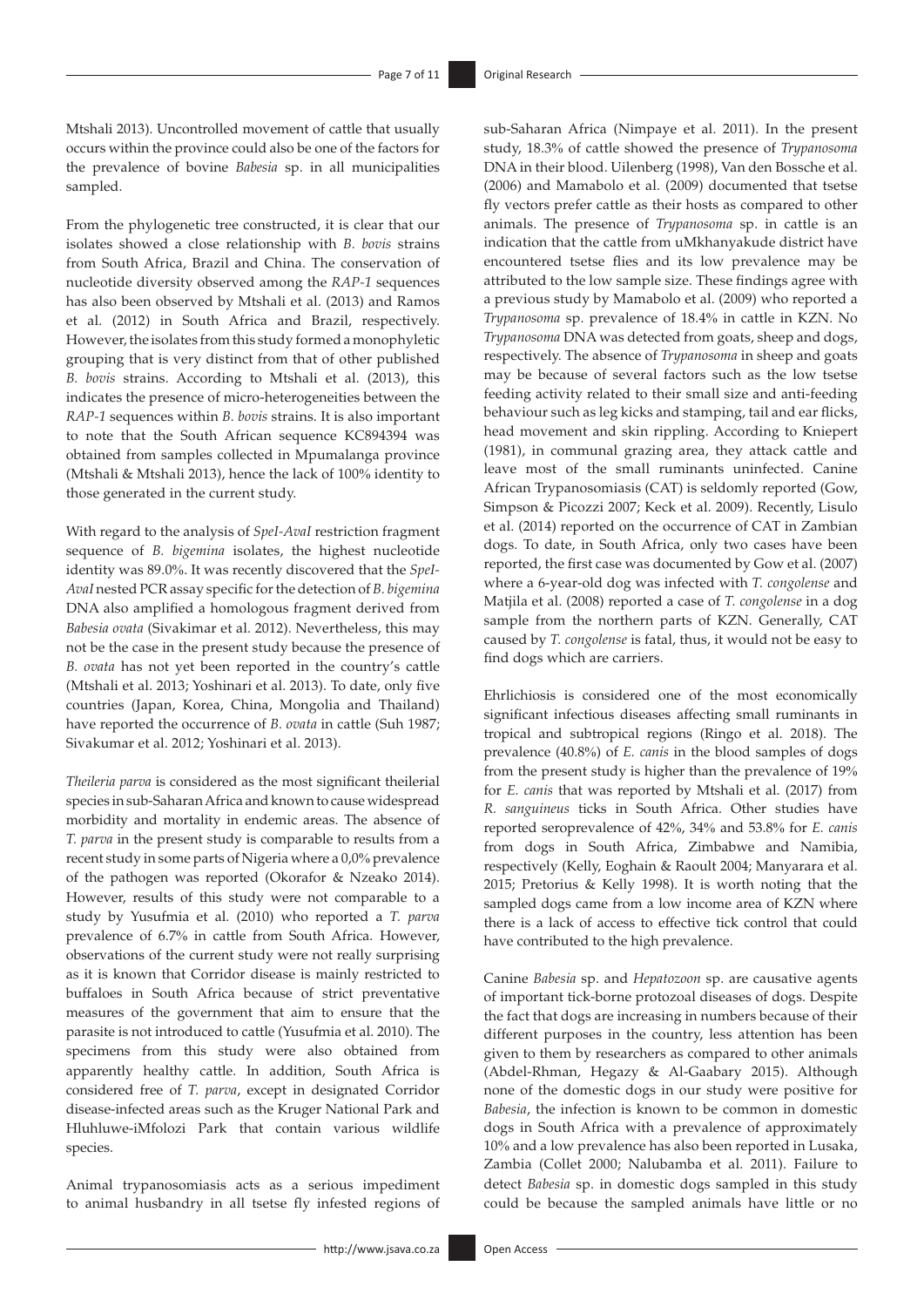Mtshali 2013). Uncontrolled movement of cattle that usually occurs within the province could also be one of the factors for the prevalence of bovine *Babesia* sp. in all municipalities sampled.

From the phylogenetic tree constructed, it is clear that our isolates showed a close relationship with *B. bovis* strains from South Africa, Brazil and China. The conservation of nucleotide diversity observed among the *RAP-1* sequences has also been observed by Mtshali et al. (2013) and Ramos et al. (2012) in South Africa and Brazil, respectively. However, the isolates from this study formed a monophyletic grouping that is very distinct from that of other published *B. bovis* strains. According to Mtshali et al. (2013), this indicates the presence of micro-heterogeneities between the *RAP-1* sequences within *B. bovis* strains. It is also important to note that the South African sequence KC894394 was obtained from samples collected in Mpumalanga province (Mtshali & Mtshali 2013), hence the lack of 100% identity to those generated in the current study.

With regard to the analysis of *SpeI-AvaI* restriction fragment sequence of *B. bigemina* isolates, the highest nucleotide identity was 89.0%. It was recently discovered that the *SpeI-AvaI* nested PCR assay specific for the detection of *B. bigemina* DNA also amplified a homologous fragment derived from *Babesia ovata* (Sivakimar et al. 2012). Nevertheless, this may not be the case in the present study because the presence of *B. ovata* has not yet been reported in the country's cattle (Mtshali et al. 2013; Yoshinari et al. 2013). To date, only five countries (Japan, Korea, China, Mongolia and Thailand) have reported the occurrence of *B. ovata* in cattle (Suh 1987; Sivakumar et al. 2012; Yoshinari et al. 2013).

*Theileria parva* is considered as the most significant theilerial species in sub-Saharan Africa and known to cause widespread morbidity and mortality in endemic areas. The absence of *T. parva* in the present study is comparable to results from a recent study in some parts of Nigeria where a 0,0% prevalence of the pathogen was reported (Okorafor & Nzeako 2014). However, results of this study were not comparable to a study by Yusufmia et al. (2010) who reported a *T. parva* prevalence of 6.7% in cattle from South Africa. However, observations of the current study were not really surprising as it is known that Corridor disease is mainly restricted to buffaloes in South Africa because of strict preventative measures of the government that aim to ensure that the parasite is not introduced to cattle (Yusufmia et al. 2010). The specimens from this study were also obtained from apparently healthy cattle. In addition, South Africa is considered free of *T. parva*, except in designated Corridor disease-infected areas such as the Kruger National Park and Hluhluwe-iMfolozi Park that contain various wildlife species.

Animal trypanosomiasis acts as a serious impediment to animal husbandry in all tsetse fly infested regions of sub-Saharan Africa (Nimpaye et al. 2011). In the present study, 18.3% of cattle showed the presence of *Trypanosoma* DNA in their blood. Uilenberg (1998), Van den Bossche et al. (2006) and Mamabolo et al. (2009) documented that tsetse fly vectors prefer cattle as their hosts as compared to other animals. The presence of *Trypanosoma* sp. in cattle is an indication that the cattle from uMkhanyakude district have encountered tsetse flies and its low prevalence may be attributed to the low sample size. These findings agree with a previous study by Mamabolo et al. (2009) who reported a *Trypanosoma* sp. prevalence of 18.4% in cattle in KZN. No *Trypanosoma* DNA was detected from goats, sheep and dogs, respectively. The absence of *Trypanosoma* in sheep and goats may be because of several factors such as the low tsetse feeding activity related to their small size and anti-feeding behaviour such as leg kicks and stamping, tail and ear flicks, head movement and skin rippling. According to Kniepert (1981), in communal grazing area, they attack cattle and leave most of the small ruminants uninfected. Canine African Trypanosomiasis (CAT) is seldomly reported (Gow, Simpson & Picozzi 2007; Keck et al. 2009). Recently, Lisulo et al. (2014) reported on the occurrence of CAT in Zambian dogs. To date, in South Africa, only two cases have been reported, the first case was documented by Gow et al. (2007) where a 6-year-old dog was infected with *T. congolense* and Matjila et al. (2008) reported a case of *T. congolense* in a dog sample from the northern parts of KZN. Generally, CAT caused by *T. congolense* is fatal, thus, it would not be easy to find dogs which are carriers.

Ehrlichiosis is considered one of the most economically significant infectious diseases affecting small ruminants in tropical and subtropical regions (Ringo et al. 2018). The prevalence (40.8%) of *E. canis* in the blood samples of dogs from the present study is higher than the prevalence of 19% for *E. canis* that was reported by Mtshali et al. (2017) from *R. sanguineus* ticks in South Africa. Other studies have reported seroprevalence of 42%, 34% and 53.8% for *E. canis* from dogs in South Africa, Zimbabwe and Namibia, respectively (Kelly, Eoghain & Raoult 2004; Manyarara et al. 2015; Pretorius & Kelly 1998). It is worth noting that the sampled dogs came from a low income area of KZN where there is a lack of access to effective tick control that could have contributed to the high prevalence.

Canine *Babesia* sp. and *Hepatozoon* sp. are causative agents of important tick-borne protozoal diseases of dogs. Despite the fact that dogs are increasing in numbers because of their different purposes in the country, less attention has been given to them by researchers as compared to other animals (Abdel-Rhman, Hegazy & Al-Gaabary 2015). Although none of the domestic dogs in our study were positive for *Babesia*, the infection is known to be common in domestic dogs in South Africa with a prevalence of approximately 10% and a low prevalence has also been reported in Lusaka, Zambia (Collet 2000; Nalubamba et al. 2011). Failure to detect *Babesia* sp. in domestic dogs sampled in this study could be because the sampled animals have little or no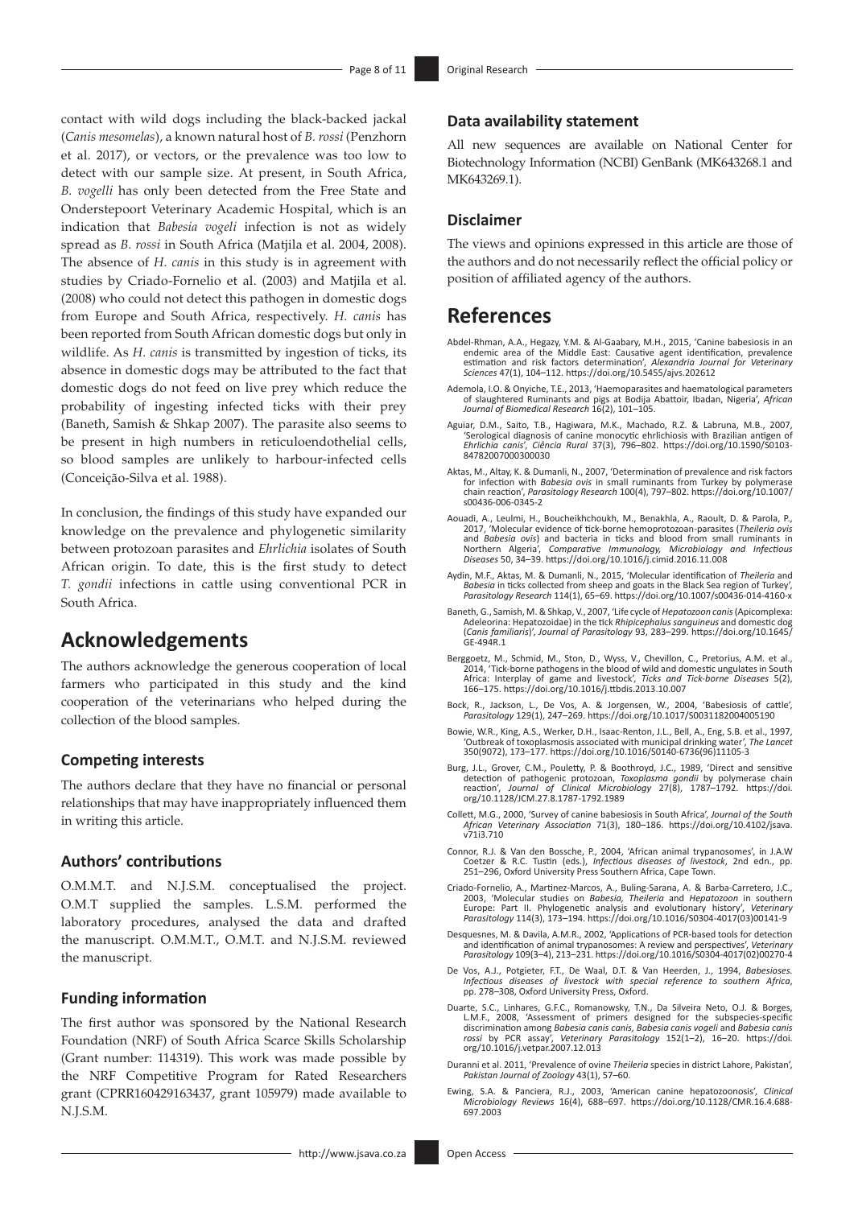contact with wild dogs including the black-backed jackal (*Canis mesomelas*), a known natural host of *B. rossi* (Penzhorn et al. 2017), or vectors, or the prevalence was too low to detect with our sample size. At present, in South Africa, *B. vogelli* has only been detected from the Free State and Onderstepoort Veterinary Academic Hospital, which is an indication that *Babesia vogeli* infection is not as widely spread as *B. rossi* in South Africa (Matjila et al. 2004, 2008). The absence of *H. canis* in this study is in agreement with studies by Criado-Fornelio et al. (2003) and Matjila et al. (2008) who could not detect this pathogen in domestic dogs from Europe and South Africa, respectively. *H. canis* has been reported from South African domestic dogs but only in wildlife. As *H. canis* is transmitted by ingestion of ticks, its absence in domestic dogs may be attributed to the fact that domestic dogs do not feed on live prey which reduce the probability of ingesting infected ticks with their prey (Baneth, Samish & Shkap 2007). The parasite also seems to be present in high numbers in reticuloendothelial cells, so blood samples are unlikely to harbour-infected cells (Conceição-Silva et al. 1988).

In conclusion, the findings of this study have expanded our knowledge on the prevalence and phylogenetic similarity between protozoan parasites and *Ehrlichia* isolates of South African origin. To date, this is the first study to detect *T. gondii* infections in cattle using conventional PCR in South Africa.

## Acknowledgements

The authors acknowledge the generous cooperation of local farmers who participated in this study and the kind cooperation of the veterinarians who helped during the collection of the blood samples.

### Competing interests

The authors declare that they have no financial or personal relationships that may have inappropriately influenced them in writing this article.

### Authors' contributions

O.M.M.T. and N.J.S.M. conceptualised the project. O.M.T supplied the samples. L.S.M. performed the laboratory procedures, analysed the data and drafted the manuscript. O.M.M.T., O.M.T. and N.J.S.M. reviewed the manuscript.

### Funding information

The first author was sponsored by the National Research Foundation (NRF) of South Africa Scarce Skills Scholarship (Grant number: 114319). This work was made possible by the NRF Competitive Program for Rated Researchers grant (CPRR160429163437, grant 105979) made available to N.J.S.M.

### Data availability statement

All new sequences are available on National Center for Biotechnology Information (NCBI) GenBank (MK643268.1 and MK643269.1).

### Disclaimer

The views and opinions expressed in this article are those of the authors and do not necessarily reflect the official policy or position of affiliated agency of the authors.

## References

Abdel-Rhman, A.A., Hegazy, Y.M. & Al-Gaabary, M.H., 2015, 'Canine babesiosis in an endemic area of the Middle East: Causative agent identification, prevalence estimation and risk factors determination', *Alexandria Journal for Veterinary Sciences* 47(1), 104–112. https://doi.org/10.5455/ajvs.202612

Ademola, I.O. & Onyiche, T.E., 2013, 'Haemoparasites and haematological parameters of slaughtered Ruminants and pigs at Bodija Abattoir, Ibadan, Nigeria', *African Journal of Biomedical Research* 16(2), 101–105.

Aguiar, D.M., Saito, T.B., Hagiwara, M.K., Machado, R.Z. & Labruna, M.B., 2007, 'Serological diagnosis of canine monocytic ehrlichiosis with Brazilian antigen of *Ehrlichia canis*', *Ciência Rural* 37(3), 796–802. https://doi.org/10.1590/S0103-84782007000300030

Aktas, M., Altay, K. & Dumanli, N., 2007, 'Determination of prevalence and risk factors for infection with *Babesia ovis* in small ruminants from Turkey by polymerase chain reaction', *Parasitology Research* 100(4), 797–802. https://doi.org/10.1007/s00436-006-0345-2

Aouadi, A., Leulmi, H., Boucheikhchoukh, M., Benakhla, A., Raoult, D. & Parola, P., 2017, 'Molecular evidence of tick-borne hemoprotozoan-parasites (*Theileria ovis* and *Babesia ovis*) and bacteria in ticks and blood from small ruminants in Northern Algeria', *Comparative Immunology, Microbiology and Infectious Diseases* 50, 34–39. https://doi.org/10.1016/j.cimid.2016.11.008

Aydin, M.F., Aktas, M. & Dumanli, N., 2015, 'Molecular identification of *Theileria* and *Babesia* in ticks collected from sheep and goats in the Black Sea region of Turkey', *Parasitology Research* 114(1), 65–69. https://doi.org/10.1007/s00436-014-4160-x

Baneth, G., Samish, M. & Shkap, V., 2007, 'Life cycle of *Hepatozoon canis* (Apicomplexa: Adeleorina: Hepatozoidae) in the tick *Rhipicephalus sanguineus* and domestic dog (*Canis familiaris*)', *Journal of Parasitology* 93, 283–299. https://doi.org/10.1645/GE-494R.1

Berggoetz, M., Schmid, M., Ston, D., Wyss, V., Chevillon, C., Pretorius, A.M. et al., 2014, 'Tick-borne pathogens in the blood of wild and domestic ungulates in South Africa: Interplay of game and livestock', *Ticks and Tick-borne Diseases* 5(2), 166–175. https://doi.org/10.1016/j.ttbdis.2013.10.007

Bock, R., Jackson, L., De Vos, A. & Jorgensen, W., 2004, 'Babesiosis of cattle', *Parasitology* 129(1), 247–269. https://doi.org/10.1017/S0031182004005190

Bowie, W.R., King, A.S., Werker, D.H., Isaac-Renton, J.L., Bell, A., Eng, S.B. et al., 1997, 'Outbreak of toxoplasmosis associated with municipal drinking water', *The Lancet* 350(9072), 173–177. https://doi.org/10.1016/S0140-6736(96)11105-3

Burg, J.L., Grover, C.M., Pouletty, P. & Boothroyd, J.C., 1989, 'Direct and sensitive detection of pathogenic protozoan, *Toxoplasma gondii* by polymerase chain reaction', *Journal of Clinical Microbiology* 27(8), 1787–1792. https://doi.org/10.1128/JCM.27.8.1787-1792.1989

Collett, M.G., 2000, 'Survey of canine babesiosis in South Africa', *Journal of the South African Veterinary Association* 71(3), 180–186. https://doi.org/10.4102/jsava.v71i3.710

Connor, R.J. & Van den Bossche, P., 2004, 'African animal trypanosomes', in J.A.W Coetzer & R.C. Tustin (eds.), *Infectious diseases of livestock*, 2nd edn., pp. 251–296, Oxford University Press Southern Africa, Cape Town.

Criado-Fornelio, A., Martinez-Marcos, A., Buling-Sarana, A. & Barba-Carretero, J.C., 2003, 'Molecular studies on *Babesia, Theileria* and *Hepatozoon* in southern Europe: Part II. Phylogenetic analysis and evolutionary history', *Veterinary Parasitology* 114(3), 173–194. https://doi.org/10.1016/S0304-4017(03)00141-9

Desquesnes, M. & Davila, A.M.R., 2002, 'Applications of PCR-based tools for detection and identification of animal trypanosomes: A review and perspectives', *Veterinary Parasitology* 109(3–4), 213–231. https://doi.org/10.1016/S0304-4017(02)00270-4

De Vos, A.J., Potgieter, F.T., De Waal, D.T. & Van Heerden, J., 1994, *Babesioses. Infectious diseases of livestock with special reference to southern Africa*, pp. 278–308, Oxford University Press, Oxford.

Duarte, S.C., Linhares, G.F.C., Romanowsky, T.N., Da Silveira Neto, O.J. & Borges, L.M.F., 2008, 'Assessment of primers designed for the subspecies-specific discrimination among *Babesia canis canis, Babesia canis vogeli* and *Babesia canis rossi* by PCR assay', *Veterinary Parasitology* 152(1–2), 16–20. https://doi.org/10.1016/j.vetpar.2007.12.013

Duranni et al. 2011, 'Prevalence of ovine *Theileria* species in district Lahore, Pakistan', *Pakistan Journal of Zoology* 43(1), 57–60.

Ewing, S.A. & Panciera, R.J., 2003, 'American canine hepatozoonosis', *Clinical Microbiology Reviews* 16(4), 688–697. https://doi.org/10.1128/CMR.16.4.688-697.2003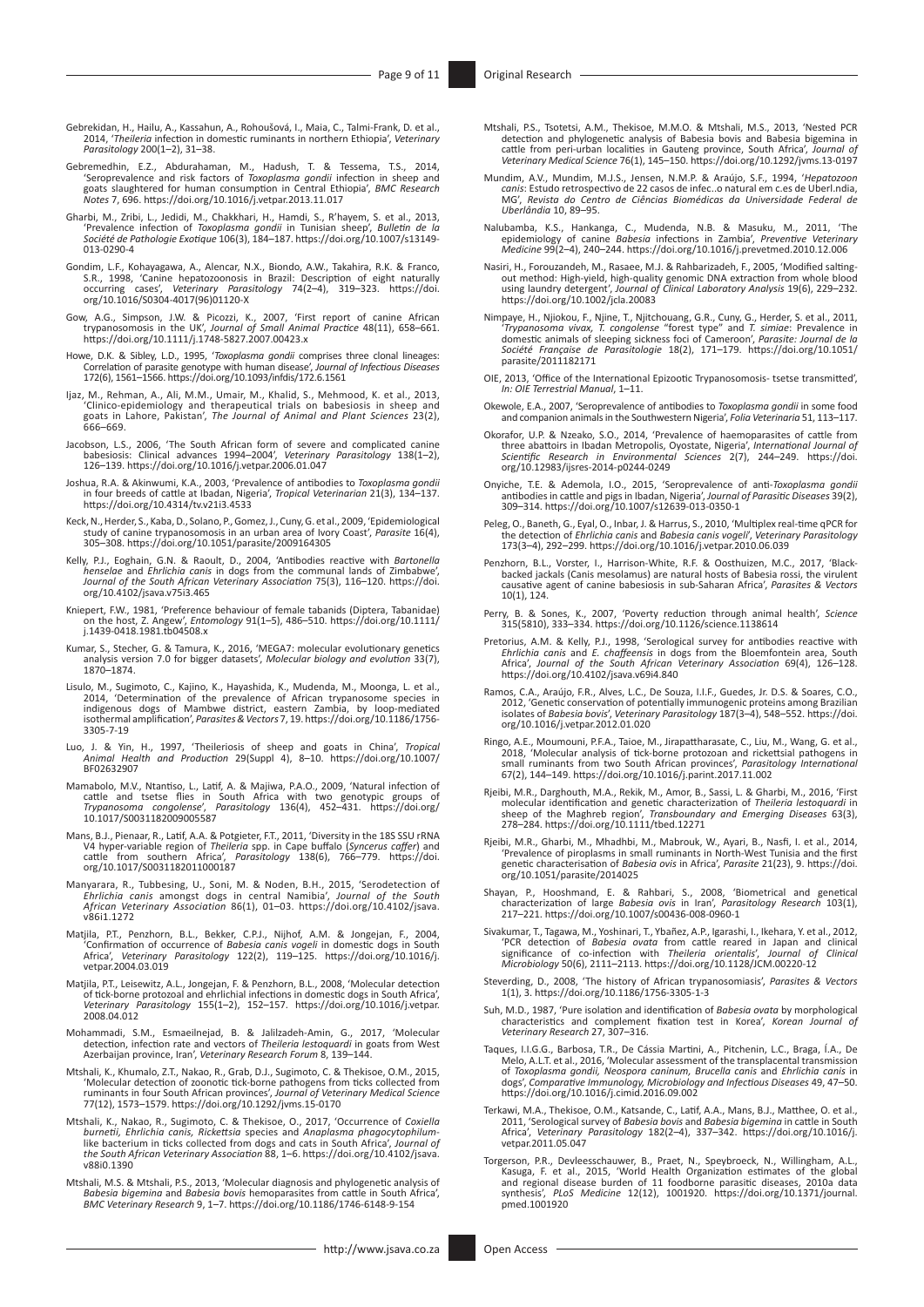Gebrekidan, H., Hailu, A., Kassahun, A., Rohoušová, I., Maia, C., Talmi-Frank, D. et al., 2014, '*Theileria* infection in domestic ruminants in northern Ethiopia', *Veterinary Parasitology* 200(1–2), 31–38.

Gebremedhin, E.Z., Abdurahaman, M., Hadush, T. & Tessema, T.S., 2014, 'Seroprevalence and risk factors of *Toxoplasma gondii* infection in sheep and goats slaughtered for human consumption in Central Ethiopia', *BMC Research Notes* 7, 696. https://doi.org/10.1016/j.vetpar.2013.11.017

Gharbi, M., Zribi, L., Jedidi, M., Chakkhari, H., Hamdi, S., R'hayem, S. et al., 2013, 'Prevalence infection of *Toxoplasma gondii* in Tunisian sheep', *Bulletin de la Société de Pathologie Exotique* 106(3), 184–187. https://doi.org/10.1007/s13149-013-0290-4

Gondim, L.F., Kohayagawa, A., Alencar, N.X., Biondo, A.W., Takahira, R.K. & Franco, S.R., 1998, 'Canine hepatozoonosis in Brazil: Description of eight naturally occurring cases', *Veterinary Parasitology* 74(2–4), 319–323. https://doi.org/10.1016/S0304-4017(96)01120-X

Gow, A.G., Simpson, J.W. & Picozzi, K., 2007, 'First report of canine African trypanosomiasis in the UK', *Journal of Small Animal Practice* 48(11), 658–661. https://doi.org/10.1111/j.1748-5827.2007.00423.x

Howe, D.K. & Sibley, L.D., 1995, '*Toxoplasma gondii* comprises three clonal lineages: Correlation of parasite genotype with human disease', *Journal of Infectious Diseases* 172(6), 1561–1566. https://doi.org/10.1093/infdis/172.6.1561

Ijaz, M., Rehman, A., Ali, M.M., Umair, M., Khalid, S., Mehmood, K. et al., 2013, 'Clinico-epidemiology and therapeutical trials on babesiosis in sheep and goats in Lahore, Pakistan', *The Journal of Animal and Plant Sciences* 23(2), 666–669.

Jacobson, L.S., 2006, 'The South African form of severe and complicated canine babesiosis: Clinical advances 1994–2004', *Veterinary Parasitology* 138(1–2), 126–139. https://doi.org/10.1016/j.vetpar.2006.01.047

Joshua, R.A. & Akinwumi, K.A., 2003, 'Prevalence of antibodies to *Toxoplasma gondii* in four breeds of cattle at Ibadan, Nigeria', *Tropical Veterinarian* 21(3), 134–137. https://doi.org/10.4314/tv.v21i3.4533

Keck, N., Herder, S., Kaba, D., Solano, P., Gomez, J., Cuny, G. et al., 2009, 'Epidemiological study of canine trypanosomosis in an urban area of Ivory Coast', *Parasite* 16(4), 305–308. https://doi.org/10.1051/parasite/2009164305

Kelly, P.J., Eoghain, G.N. & Raoult, D., 2004, 'Antibodies reactive with *Bartonella henselae* and *Ehrlichia canis* in dogs from the communal lands of Zimbabwe', *Journal of the South African Veterinary Association* 75(3), 116–120. https://doi.org/10.4102/jsava.v75i3.465

Kniepert, F.W., 1981, 'Preference behaviour of female tabanids (Diptera, Tabanidae) on the host, Z. Angew', *Entomology* 91(1–5), 486–510. https://doi.org/10.1111/j.1439-0418.1981.tb04508.x

Kumar, S., Stecher, G. & Tamura, K., 2016, 'MEGA7: molecular evolutionary genetics analysis version 7.0 for bigger datasets', *Molecular biology and evolution* 33(7), 1870–1874.

Lisulo, M., Sugimoto, C., Kajino, K., Hayashida, K., Mudenda, M., Moonga, L. et al., 2014, 'Determination of the prevalence of African trypanosome species in indigenous dogs of Mambwe district, eastern Zambia, by loop-mediated isothermal amplification', *Parasites & Vectors* 7, 19. https://doi.org/10.1186/1756-3305-7-19

Luo, J. & Yin, H., 1997, 'Theileriosis of sheep and goats in China', *Tropical Animal Health and Production* 29(Suppl 4), 8–10. https://doi.org/10.1007/BF02632907

Mamabolo, M.V., Ntantiso, L., Latif, A. & Majiwa, P.A.O., 2009, 'Natural infection of cattle and tsetse flies in South Africa with two genotypic groups of *Trypanosoma congolense*', *Parasitology* 136(4), 452–431. https://doi.org/10.1017/S0031182009005587

Mans, B.J., Pienaar, R., Latif, A.A. & Potgieter, F.T., 2011, 'Diversity in the 18S SSU rRNA V4 hyper-variable region of *Theileria* spp. in Cape buffalo (*Syncerus caffer*) and cattle from southern Africa', *Parasitology* 138(6), 766–779. https://doi.org/10.1017/S0031182011000187

Manyarara, R., Tubbesing, U., Soni, M. & Noden, B.H., 2015, 'Serodetection of *Ehrlichia canis* amongst dogs in central Namibia', *Journal of the South African Veterinary Association* 86(1), 01–03. https://doi.org/10.4102/jsava.v86i1.1272

Matjila, P.T., Penzhorn, B.L., Bekker, C.P.J., Nijhof, A.M. & Jongejan, F., 2004, 'Confirmation of occurrence of *Babesia canis vogeli* in domestic dogs in South Africa', *Veterinary Parasitology* 122(2), 119–125. https://doi.org/10.1016/j.vetpar.2004.03.019

Matjila, P.T., Leisewitz, A.L., Jongejan, F. & Penzhorn, B.L., 2008, 'Molecular detection of tick-borne protozoal and ehrlichial infections in domestic dogs in South Africa', *Veterinary Parasitology* 155(1–2), 152–157. https://doi.org/10.1016/j.vetpar.2008.04.012

Mohammadi, S.M., Esmaeilnejad, B. & Jalilzadeh-Amin, G., 2017, 'Molecular detection, infection rate and vectors of *Theileria lestoquardi* in goats from West Azerbaijan province, Iran', *Veterinary Research Forum* 8, 139–144.

Mtshali, K., Khumalo, Z.T., Nakao, R., Grab, D.J., Sugimoto, C. & Thekisoe, O.M., 2015, 'Molecular detection of zoonotic tick-borne pathogens from ticks collected from ruminants in four South African provinces', *Journal of Veterinary Medical Science* 77(12), 1573–1579. https://doi.org/10.1292/jvms.15-0170

Mtshali, K., Nakao, R., Sugimoto, C. & Thekisoe, O., 2017, 'Occurrence of *Coxiella burnetii*, *Ehrlichia canis*, *Rickettsia* species and *Anaplasma phagocytophilum*-like bacterium in ticks collected from dogs and cats in South Africa', *Journal of the South African Veterinary Association* 88, 1–6. https://doi.org/10.4102/jsava.v88i0.1390

Mtshali, M.S. & Mtshali, P.S., 2013, 'Molecular diagnosis and phylogenetic analysis of *Babesia bigemina* and *Babesia bovis* hemoparasites from cattle in South Africa', *BMC Veterinary Research* 9, 1–7. https://doi.org/10.1186/1746-6148-9-154

Mtshali, P.S., Tsotetsi, A.M., Thekisoe, M.M.O. & Mtshali, M.S., 2013, 'Nested PCR detection and phylogenetic analysis of Babesia bovis and Babesia bigemina in cattle from peri-urban localities in Gauteng province, South Africa', *Journal of Veterinary Medical Science* 76(1), 145–150. https://doi.org/10.1292/jvms.13-0197

Mundim, A.V., Mundim, M.J.S., Jensen, N.M.P. & Araújo, S.F., 1994, '*Hepatozoon canis*: Estudo retrospectivo de 22 casos de infec..o natural em c.es de Uberl.ndia, MG', *Revista do Centro de Ciências Biomédicas da Universidade Federal de Uberlândia* 10, 89–95.

Nalubamba, K.S., Hankanga, C., Mudenda, N.B. & Masuku, M., 2011, 'The epidemiology of canine *Babesia* infections in Zambia', *Preventive Veterinary Medicine* 99(2–4), 240–244. https://doi.org/10.1016/j.prevetmed.2010.12.006

Nasiri, H., Forouzandeh, M., Rasaee, M.J. & Rahbarizadeh, F., 2005, 'Modified salting-out method: High-yield, high-quality genomic DNA extraction from whole blood using laundry detergent', *Journal of Clinical Laboratory Analysis* 19(6), 229–232. https://doi.org/10.1002/jcla.20083

Nimpaye, H., Njiokou, F., Njine, T., Njitchouang, G.R., Cuny, G., Herder, S. et al., 2011, '*Trypanosoma vivax, T. congolense* "forest type" and *T. simiae*: Prevalence in domestic animals of sleeping sickness foci of Cameroon', *Parasite: Journal de la Société Française de Parasitologie* 18(2), 171–179. https://doi.org/10.1051/parasite/2011182171

OIE, 2013, 'Office of the International Epizootic Trypanosomosis- tsetse transmitted', *In: OIE Terrestrial Manual*, 1–11.

Okewole, E.A., 2007, 'Seroprevalence of antibodies to *Toxoplasma gondii* in some food and companion animals in the Southwestern Nigeria', *Folia Veterinaria* 51, 113–117.

Okorafor, U.P. & Nzeako, S.O., 2014, 'Prevalence of haemoparasites of cattle from three abattoirs in Ibadan Metropolis, Oyostate, Nigeria', *International Journal of Scientific Research in Environmental Sciences* 2(7), 244–249. https://doi.org/10.12983/ijsres-2014-p0244-0249

Onyiche, T.E. & Ademola, I.O., 2015, 'Seroprevalence of anti-*Toxoplasma gondii* antibodies in cattle and pigs in Ibadan, Nigeria', *Journal of Parasitic Diseases* 39(2), 309–314. https://doi.org/10.1007/s12639-013-0350-1

Peleg, O., Baneth, G., Eyal, O., Inbar, J. & Harrus, S., 2010, 'Multiplex real-time qPCR for the detection of *Ehrlichia canis* and *Babesia canis vogeli*', *Veterinary Parasitology* 173(3–4), 292–299. https://doi.org/10.1016/j.vetpar.2010.06.039

Penzhorn, B.L., Vorster, I., Harrison-White, R.F. & Oosthuizen, M.C., 2017, 'Black-backed jackals (Canis mesolamus) are natural hosts of Babesia rossi, the virulent causative agent of canine babesiosis in sub-Saharan Africa', *Parasites & Vectors* 10(1), 124.

Perry, B. & Sones, K., 2007, 'Poverty reduction through animal health', *Science* 315(5810), 333–334. https://doi.org/10.1126/science.1138614

Pretorius, A.M. & Kelly, P.J., 1998, 'Serological survey for antibodies reactive with *Ehrlichia canis* and *E. chaffeensis* in dogs from the Bloemfontein area, South Africa', *Journal of the South African Veterinary Association* 69(4), 126–128. https://doi.org/10.4102/jsava.v69i4.840

Ramos, C.A., Araújo, F.R., Alves, L.C., De Souza, I.I.F., Guedes, Jr. D.S. & Soares, C.O., 2012, 'Genetic conservation of potentially immunogenic proteins among Brazilian isolates of *Babesia bovis*', *Veterinary Parasitology* 187(3–4), 548–552. https://doi.org/10.1016/j.vetpar.2012.01.020

Ringo, A.E., Moumouni, P.F.A., Taioe, M., Jirapattharasate, C., Liu, M., Wang, G. et al., 2018, 'Molecular analysis of tick-borne protozoan and rickettsial pathogens in small ruminants from two South African provinces', *Parasitology International* 67(2), 144–149. https://doi.org/10.1016/j.parint.2017.11.002

Rjeibi, M.R., Darghouth, M.A., Rekik, M., Amor, B., Sassi, L. & Gharbi, M., 2016, 'First molecular identification and genetic characterization of *Theileria lestoquardi* in sheep of the Maghreb region', *Transboundary and Emerging Diseases* 63(3), 278–284. https://doi.org/10.1111/tbed.12271

Rjeibi, M.R., Gharbi, M., Mhadhbi, M., Mabrouk, W., Ayari, B., Nasfi, I. et al., 2014, 'Prevalence of piroplasms in small ruminants in North-West Tunisia and the first genetic characterisation of *Babesia ovis* in Africa', *Parasite* 21(23), 9. https://doi.org/10.1051/parasite/2014025

Shayan, P., Hooshmand, E. & Rahbari, S., 2008, 'Biometrical and genetical characterization of large *Babesia ovis* in Iran', *Parasitology Research* 103(1), 217–221. https://doi.org/10.1007/s00436-008-0960-1

Sivakumar, T., Tagawa, M., Yoshinari, T., Ybañez, A.P., Igarashi, I., Ikehara, Y. et al., 2012, 'PCR detection of *Babesia ovata* from cattle reared in Japan and clinical significance of co-infection with *Theileria orientalis*', *Journal of Clinical Microbiology* 50(6), 2111–2113. https://doi.org/10.1128/JCM.00220-12

Steverding, D., 2008, 'The history of African trypanosomiasis', *Parasites & Vectors* 1(1), 3. https://doi.org/10.1186/1756-3305-1-3

Suh, M.D., 1987, 'Pure isolation and identification of *Babesia ovata* by morphological characteristics and complement fixation test in Korea', *Korean Journal of Veterinary Research* 27, 307–316.

Taques, I.I.G.G., Barbosa, T.R., De Cássia Martini, A., Pitchenin, L.C., Braga, Í.A., De Melo, A.L.T. et al., 2016, 'Molecular assessment of the transplacental transmission of *Toxoplasma gondii, Neospora caninum, Brucella canis* and *Ehrlichia canis* in dogs', *Comparative Immunology, Microbiology and Infectious Diseases* 49, 47–50. https://doi.org/10.1016/j.cimid.2016.09.002

Terkawi, M.A., Thekisoe, O.M., Katsande, C., Latif, A.A., Mans, B.J., Matthee, O. et al., 2011, 'Serological survey of *Babesia bovis* and *Babesia bigemina* in cattle in South Africa', *Veterinary Parasitology* 182(2–4), 337–342. https://doi.org/10.1016/j.vetpar.2011.05.047

Torgerson, P.R., Devleesschauwer, B., Praet, N., Speybroeck, N., Willingham, A.L., Kasuga, F. et al., 2015, 'World Health Organization estimates of the global and regional disease burden of 11 foodborne parasitic diseases, 2010a data synthesis', *PLoS Medicine* 12(12), 1001920. https://doi.org/10.1371/journal.pmed.1001920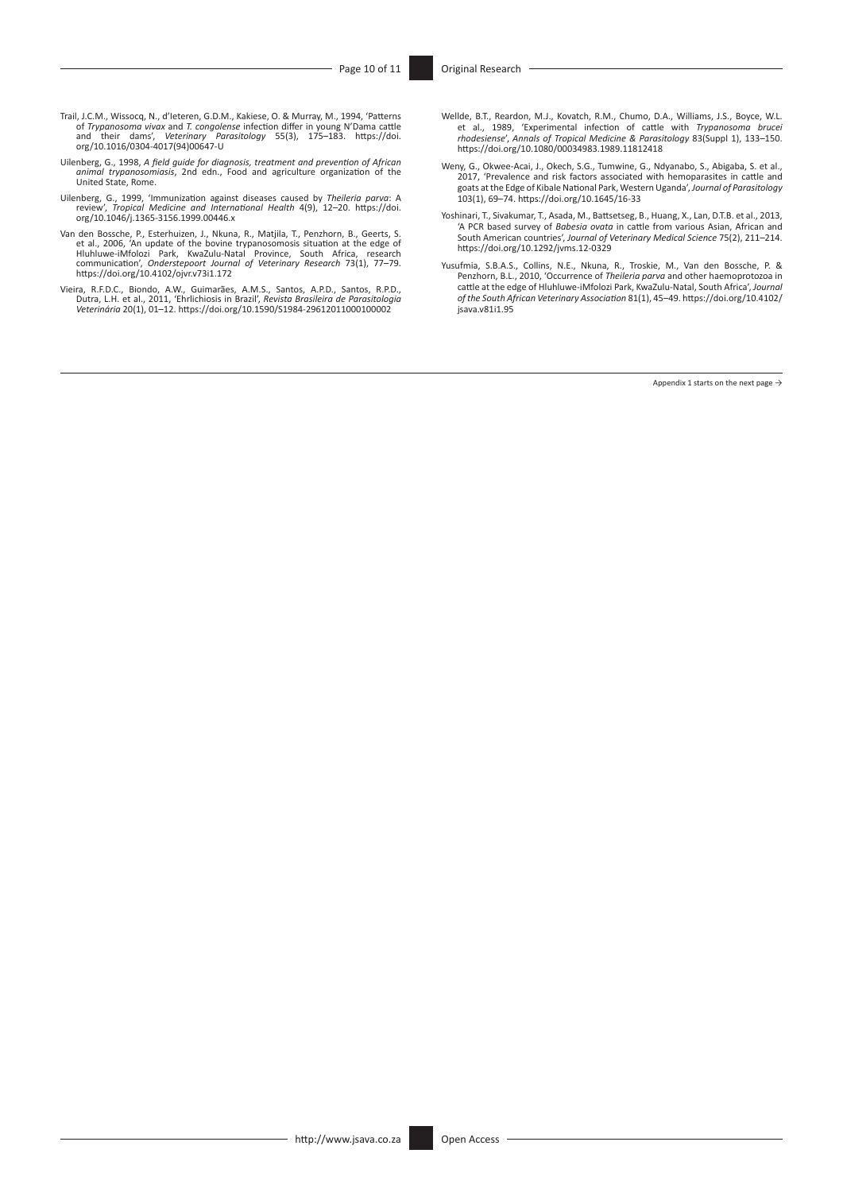Trail, J.C.M., Wissocq, N., d'Ieteren, G.D.M., Kakiese, O. & Murray, M., 1994, 'Patterns of *Trypanosoma vivax* and *T. congolense* infection differ in young N'Dama cattle and their dams', *Veterinary Parasitology* 55(3), 175–183. https://doi.org/10.1016/0304-4017(94)00647-U

Uilenberg, G., 1998, *A field guide for diagnosis, treatment and prevention of African animal trypanosomiasis*, 2nd edn., Food and agriculture organization of the United State, Rome.

Uilenberg, G., 1999, 'Immunization against diseases caused by *Theileria parva*: A review', *Tropical Medicine and International Health* 4(9), 12–20. https://doi.org/10.1046/j.1365-3156.1999.00446.x

Van den Bossche, P., Esterhuizen, J., Nkuna, R., Matjila, T., Penzhorn, B., Geerts, S. et al., 2006, 'An update of the bovine trypanosomosis situation at the edge of Hluhluwe-iMfolozi Park, KwaZulu-Natal Province, South Africa, research communication', *Onderstepoort Journal of Veterinary Research* 73(1), 77–79. https://doi.org/10.4102/ojvr.v73i1.172

Vieira, R.F.D.C., Biondo, A.W., Guimarães, A.M.S., Santos, A.P.D., Santos, R.P.D., Dutra, L.H. et al., 2011, 'Ehrlichiosis in Brazil', *Revista Brasileira de Parasitologia Veterinária* 20(1), 01–12. https://doi.org/10.1590/S1984-29612011000100002

Wellde, B.T., Reardon, M.J., Kovatch, R.M., Chumo, D.A., Williams, J.S., Boyce, W.L. et al., 1989, 'Experimental infection of cattle with *Trypanosoma brucei rhodesiense*', *Annals of Tropical Medicine & Parasitology* 83(Suppl 1), 133–150. https://doi.org/10.1080/00034983.1989.11812418

Weny, G., Okwee-Acai, J., Okech, S.G., Tumwine, G., Ndyanabo, S., Abigaba, S. et al., 2017, 'Prevalence and risk factors associated with hemoparasites in cattle and goats at the Edge of Kibale National Park, Western Uganda', *Journal of Parasitology* 103(1), 69–74. https://doi.org/10.1645/16-33

Yoshinari, T., Sivakumar, T., Asada, M., Battsetseg, B., Huang, X., Lan, D.T.B. et al., 2013, 'A PCR based survey of *Babesia ovata* in cattle from various Asian, African and South American countries', *Journal of Veterinary Medical Science* 75(2), 211–214. https://doi.org/10.1292/jvms.12-0329

Yusufmia, S.B.A.S., Collins, N.E., Nkuna, R., Troskie, M., Van den Bossche, P. & Penzhorn, B.L., 2010, 'Occurrence of *Theileria parva* and other haemoprotozoa in cattle at the edge of Hluhluwe-iMfolozi Park, KwaZulu-Natal, South Africa', *Journal of the South African Veterinary Association* 81(1), 45–49. https://doi.org/10.4102/jsava.v81i1.95

Appendix 1 starts on the next page →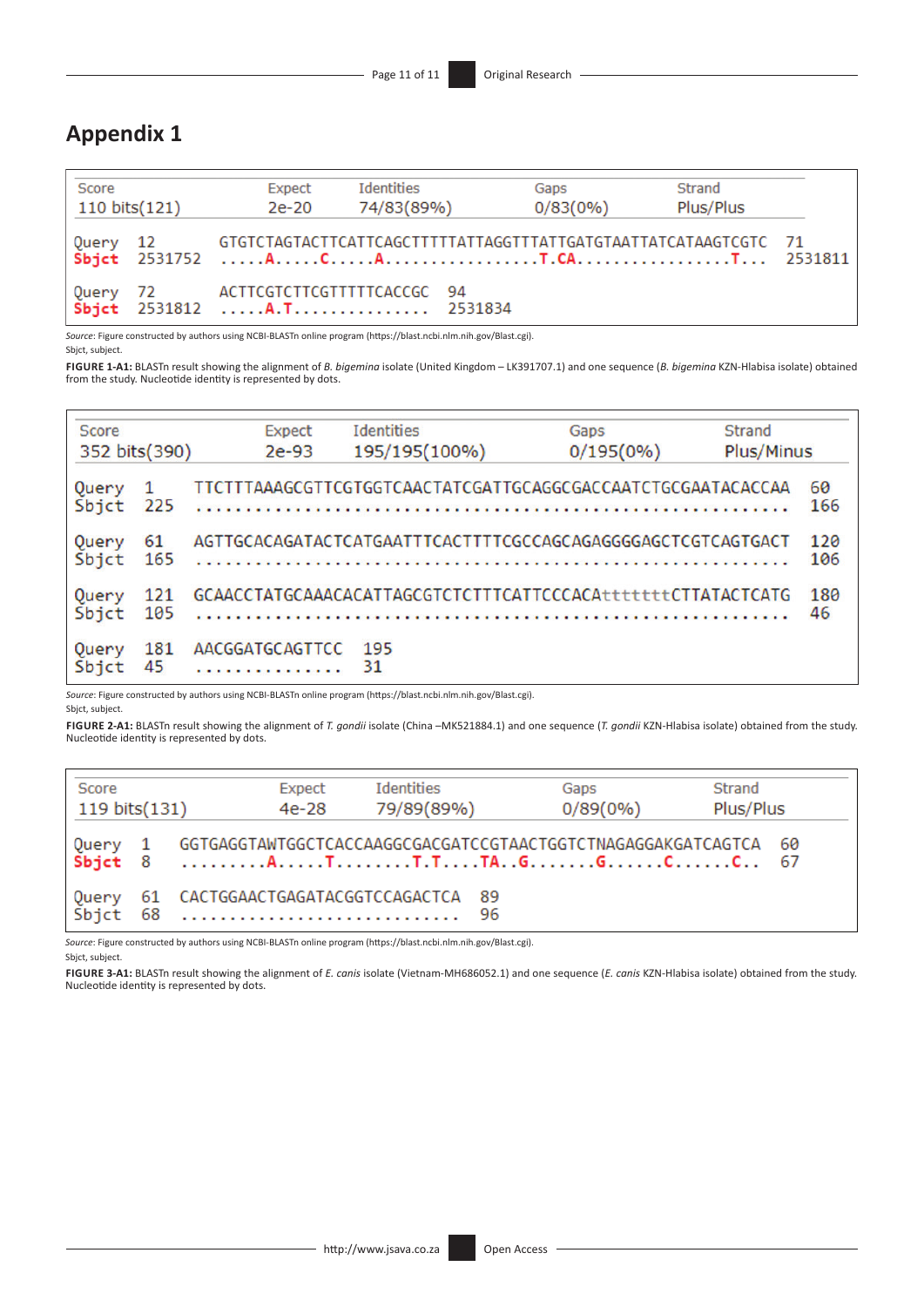# Appendix 1

```
Score          Expect   Identities    Gaps       Strand
110 bits(121)  2e-20    74/83(89%)    0/83(0%)   Plus/Plus

Query  12       GTGTCTAGTACTTCATTCAGCTTTTTATTAGGTTTATTGATGTAATTATCATAAGTCGTC  71
Sbjct  2531752  .....A.....C.....A.................T.CA.................T...  2531811

Query  72       ACTTCGTCTTCGTTTTTCACCGC  94
Sbjct  2531812  .....A.T...............  2531834
```

*Source*: Figure constructed by authors using NCBI-BLASTn online program (https://blast.ncbi.nlm.nih.gov/Blast.cgi).

Sbjct, subject.

**FIGURE 1-A1:** BLASTn result showing the alignment of *B. bigemina* isolate (United Kingdom – LK391707.1) and one sequence (*B. bigemina* KZN-Hlabisa isolate) obtained from the study. Nucleotide identity is represented by dots.

```
Score          Expect   Identities      Gaps        Strand
352 bits(390)  2e-93    195/195(100%)   0/195(0%)   Plus/Minus

Query  1    TTCTTTAAAGCGTTCGTGGTCAACTATCGATTGCAGGCGACCAATCTGCGAATACACCAA  60
Sbjct  225  ............................................................  166

Query  61   AGTTGCACAGATACTCATGAATTTCACTTTTCGCCAGCAGAGGGGAGCTCGTCAGTGACT  120
Sbjct  165  ............................................................  106

Query  121  GCAACCTATGCAAACACATTAGCGTCTCTTTCATTCCCACAtttttttCTTATACTCATG  180
Sbjct  105  ............................................................  46

Query  181  AACGGATGCAGTTCC  195
Sbjct  45   ...............  31
```

*Source*: Figure constructed by authors using NCBI-BLASTn online program (https://blast.ncbi.nlm.nih.gov/Blast.cgi).

Sbjct, subject.

**FIGURE 2-A1:** BLASTn result showing the alignment of *T. gondii* isolate (China –MK521884.1) and one sequence (*T. gondii* KZN-Hlabisa isolate) obtained from the study. Nucleotide identity is represented by dots.

```
Score          Expect   Identities    Gaps       Strand
119 bits(131)  4e-28    79/89(89%)    0/89(0%)   Plus/Plus

Query  1   GGTGAGGTAWTGGCTCACCAAGGCGACGATCCGTAACTGGTCTNAGAGGAKGATCAGTCA  60
Sbjct  8   .........A.....T........T.T....TA..G.......G......C......C..  67

Query  61  CACTGGAACTGAGATACGGTCCAGACTCA  89
Sbjct  68  .............................  96
```

*Source*: Figure constructed by authors using NCBI-BLASTn online program (https://blast.ncbi.nlm.nih.gov/Blast.cgi).

Sbjct, subject.

**FIGURE 3-A1:** BLASTn result showing the alignment of *E. canis* isolate (Vietnam-MH686052.1) and one sequence (*E. canis* KZN-Hlabisa isolate) obtained from the study. Nucleotide identity is represented by dots.